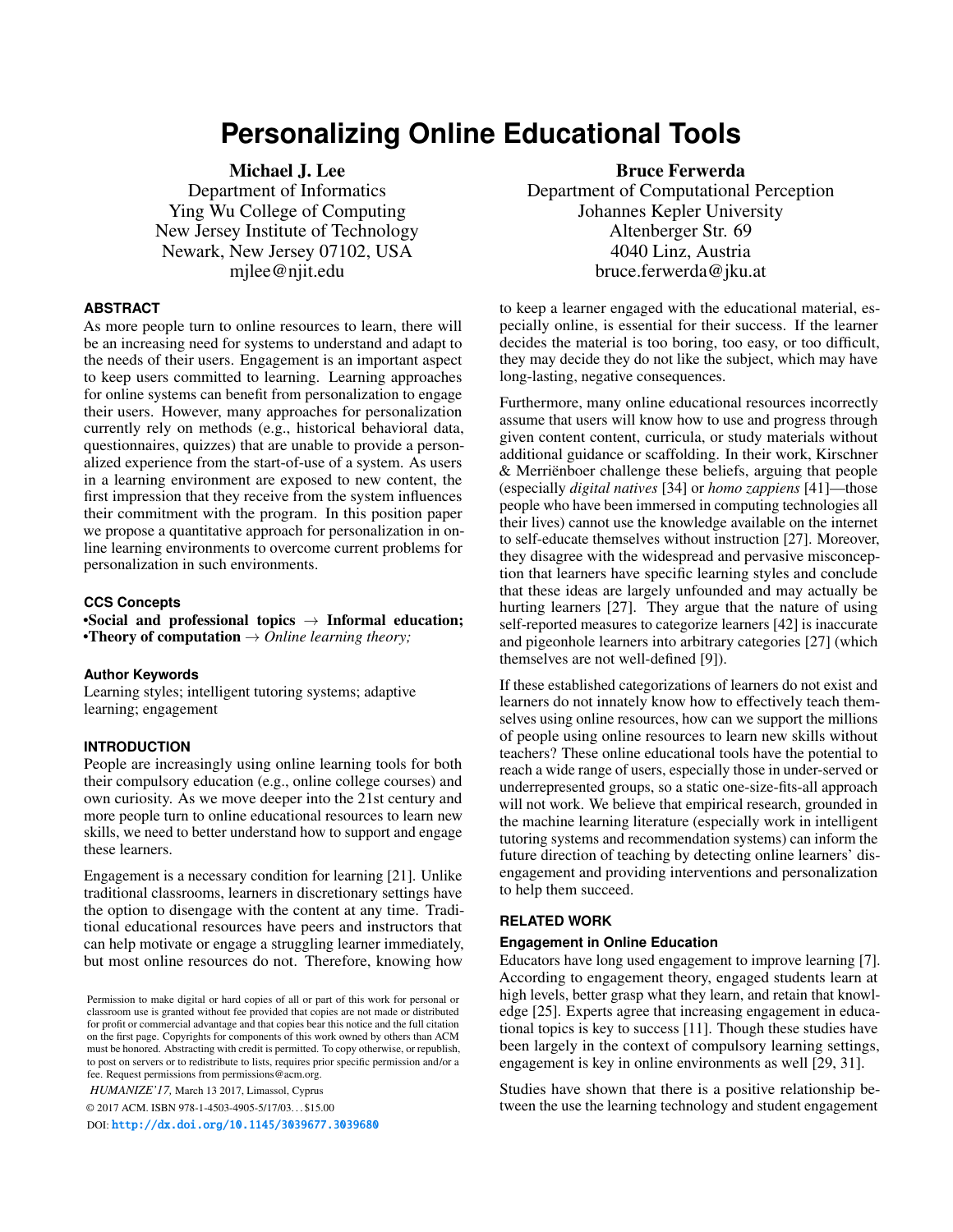# Personalizing Online Educational Tools

**Michael J. Lee**
Department of Informatics
Ying Wu College of Computing
New Jersey Institute of Technology
Newark, New Jersey 07102, USA
mjlee@njit.edu

**Bruce Ferwerda**
Department of Computational Perception
Johannes Kepler University
Altenberger Str. 69
4040 Linz, Austria
bruce.ferwerda@jku.at

## ABSTRACT

As more people turn to online resources to learn, there will be an increasing need for systems to understand and adapt to the needs of their users. Engagement is an important aspect to keep users committed to learning. Learning approaches for online systems can benefit from personalization to engage their users. However, many approaches for personalization currently rely on methods (e.g., historical behavioral data, questionnaires, quizzes) that are unable to provide a personalized experience from the start-of-use of a system. As users in a learning environment are exposed to new content, the first impression that they receive from the system influences their commitment with the program. In this position paper we propose a quantitative approach for personalization in online learning environments to overcome current problems for personalization in such environments.

## CCS Concepts

•**Social and professional topics** → **Informal education;** •**Theory of computation** → *Online learning theory;*

## Author Keywords

Learning styles; intelligent tutoring systems; adaptive learning; engagement

## INTRODUCTION

People are increasingly using online learning tools for both their compulsory education (e.g., online college courses) and own curiosity. As we move deeper into the 21st century and more people turn to online educational resources to learn new skills, we need to better understand how to support and engage these learners.

Engagement is a necessary condition for learning [21]. Unlike traditional classrooms, learners in discretionary settings have the option to disengage with the content at any time. Traditional educational resources have peers and instructors that can help motivate or engage a struggling learner immediately, but most online resources do not. Therefore, knowing how to keep a learner engaged with the educational material, especially online, is essential for their success. If the learner decides the material is too boring, too easy, or too difficult, they may decide they do not like the subject, which may have long-lasting, negative consequences.

Furthermore, many online educational resources incorrectly assume that users will know how to use and progress through given content content, curricula, or study materials without additional guidance or scaffolding. In their work, Kirschner & Merriënboer challenge these beliefs, arguing that people (especially *digital natives* [34] or *homo zappiens* [41]—those people who have been immersed in computing technologies all their lives) cannot use the knowledge available on the internet to self-educate themselves without instruction [27]. Moreover, they disagree with the widespread and pervasive misconception that learners have specific learning styles and conclude that these ideas are largely unfounded and may actually be hurting learners [27]. They argue that the nature of using self-reported measures to categorize learners [42] is inaccurate and pigeonhole learners into arbitrary categories [27] (which themselves are not well-defined [9]).

If these established categorizations of learners do not exist and learners do not innately know how to effectively teach themselves using online resources, how can we support the millions of people using online resources to learn new skills without teachers? These online educational tools have the potential to reach a wide range of users, especially those in under-served or underrepresented groups, so a static one-size-fits-all approach will not work. We believe that empirical research, grounded in the machine learning literature (especially work in intelligent tutoring systems and recommendation systems) can inform the future direction of teaching by detecting online learners' disengagement and providing interventions and personalization to help them succeed.

## RELATED WORK

### Engagement in Online Education

Educators have long used engagement to improve learning [7]. According to engagement theory, engaged students learn at high levels, better grasp what they learn, and retain that knowledge [25]. Experts agree that increasing engagement in educational topics is key to success [11]. Though these studies have been largely in the context of compulsory learning settings, engagement is key in online environments as well [29, 31].

Studies have shown that there is a positive relationship between the use the learning technology and student engagement

Permission to make digital or hard copies of all or part of this work for personal or classroom use is granted without fee provided that copies are not made or distributed for profit or commercial advantage and that copies bear this notice and the full citation on the first page. Copyrights for components of this work owned by others than ACM must be honored. Abstracting with credit is permitted. To copy otherwise, or republish, to post on servers or to redistribute to lists, requires prior specific permission and/or a fee. Request permissions from permissions@acm.org.

*HUMANIZE'17,* March 13 2017, Limassol, Cyprus

© 2017 ACM. ISBN 978-1-4503-4905-5/17/03. . . $15.00

DOI: http://dx.doi.org/10.1145/3039677.3039680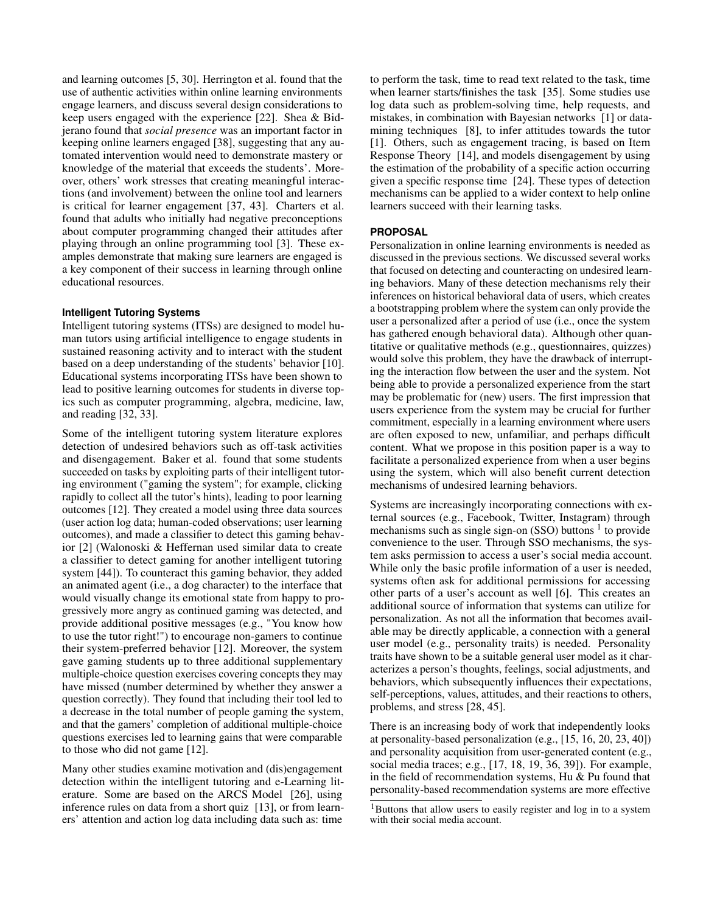and learning outcomes [5, 30]. Herrington et al. found that the use of authentic activities within online learning environments engage learners, and discuss several design considerations to keep users engaged with the experience [22]. Shea & Bidjerano found that *social presence* was an important factor in keeping online learners engaged [38], suggesting that any automated intervention would need to demonstrate mastery or knowledge of the material that exceeds the students'. Moreover, others' work stresses that creating meaningful interactions (and involvement) between the online tool and learners is critical for learner engagement [37, 43]. Charters et al. found that adults who initially had negative preconceptions about computer programming changed their attitudes after playing through an online programming tool [3]. These examples demonstrate that making sure learners are engaged is a key component of their success in learning through online educational resources.

### Intelligent Tutoring Systems

Intelligent tutoring systems (ITSs) are designed to model human tutors using artificial intelligence to engage students in sustained reasoning activity and to interact with the student based on a deep understanding of the students' behavior [10]. Educational systems incorporating ITSs have been shown to lead to positive learning outcomes for students in diverse topics such as computer programming, algebra, medicine, law, and reading [32, 33].

Some of the intelligent tutoring system literature explores detection of undesired behaviors such as off-task activities and disengagement. Baker et al. found that some students succeeded on tasks by exploiting parts of their intelligent tutoring environment ("gaming the system"; for example, clicking rapidly to collect all the tutor's hints), leading to poor learning outcomes [12]. They created a model using three data sources (user action log data; human-coded observations; user learning outcomes), and made a classifier to detect this gaming behavior [2] (Walonoski & Heffernan used similar data to create a classifier to detect gaming for another intelligent tutoring system [44]). To counteract this gaming behavior, they added an animated agent (i.e., a dog character) to the interface that would visually change its emotional state from happy to progressively more angry as continued gaming was detected, and provide additional positive messages (e.g., "You know how to use the tutor right!") to encourage non-gamers to continue their system-preferred behavior [12]. Moreover, the system gave gaming students up to three additional supplementary multiple-choice question exercises covering concepts they may have missed (number determined by whether they answer a question correctly). They found that including their tool led to a decrease in the total number of people gaming the system, and that the gamers' completion of additional multiple-choice questions exercises led to learning gains that were comparable to those who did not game [12].

Many other studies examine motivation and (dis)engagement detection within the intelligent tutoring and e-Learning literature. Some are based on the ARCS Model [26], using inference rules on data from a short quiz [13], or from learners' attention and action log data including data such as: time to perform the task, time to read text related to the task, time when learner starts/finishes the task [35]. Some studies use log data such as problem-solving time, help requests, and mistakes, in combination with Bayesian networks [1] or data-mining techniques [8], to infer attitudes towards the tutor [1]. Others, such as engagement tracing, is based on Item Response Theory [14], and models disengagement by using the estimation of the probability of a specific action occurring given a specific response time [24]. These types of detection mechanisms can be applied to a wider context to help online learners succeed with their learning tasks.

## PROPOSAL

Personalization in online learning environments is needed as discussed in the previous sections. We discussed several works that focused on detecting and counteracting on undesired learning behaviors. Many of these detection mechanisms rely their inferences on historical behavioral data of users, which creates a bootstrapping problem where the system can only provide the user a personalized after a period of use (i.e., once the system has gathered enough behavioral data). Although other quantitative or qualitative methods (e.g., questionnaires, quizzes) would solve this problem, they have the drawback of interrupting the interaction flow between the user and the system. Not being able to provide a personalized experience from the start may be problematic for (new) users. The first impression that users experience from the system may be crucial for further commitment, especially in a learning environment where users are often exposed to new, unfamiliar, and perhaps difficult content. What we propose in this position paper is a way to facilitate a personalized experience from when a user begins using the system, which will also benefit current detection mechanisms of undesired learning behaviors.

Systems are increasingly incorporating connections with external sources (e.g., Facebook, Twitter, Instagram) through mechanisms such as single sign-on (SSO) buttons [1] to provide convenience to the user. Through SSO mechanisms, the system asks permission to access a user's social media account. While only the basic profile information of a user is needed, systems often ask for additional permissions for accessing other parts of a user's account as well [6]. This creates an additional source of information that systems can utilize for personalization. As not all the information that becomes available may be directly applicable, a connection with a general user model (e.g., personality traits) is needed. Personality traits have shown to be a suitable general user model as it characterizes a person's thoughts, feelings, social adjustments, and behaviors, which subsequently influences their expectations, self-perceptions, values, attitudes, and their reactions to others, problems, and stress [28, 45].

There is an increasing body of work that independently looks at personality-based personalization (e.g., [15, 16, 20, 23, 40]) and personality acquisition from user-generated content (e.g., social media traces; e.g., [17, 18, 19, 36, 39]). For example, in the field of recommendation systems, Hu & Pu found that personality-based recommendation systems are more effective

[1] Buttons that allow users to easily register and log in to a system with their social media account.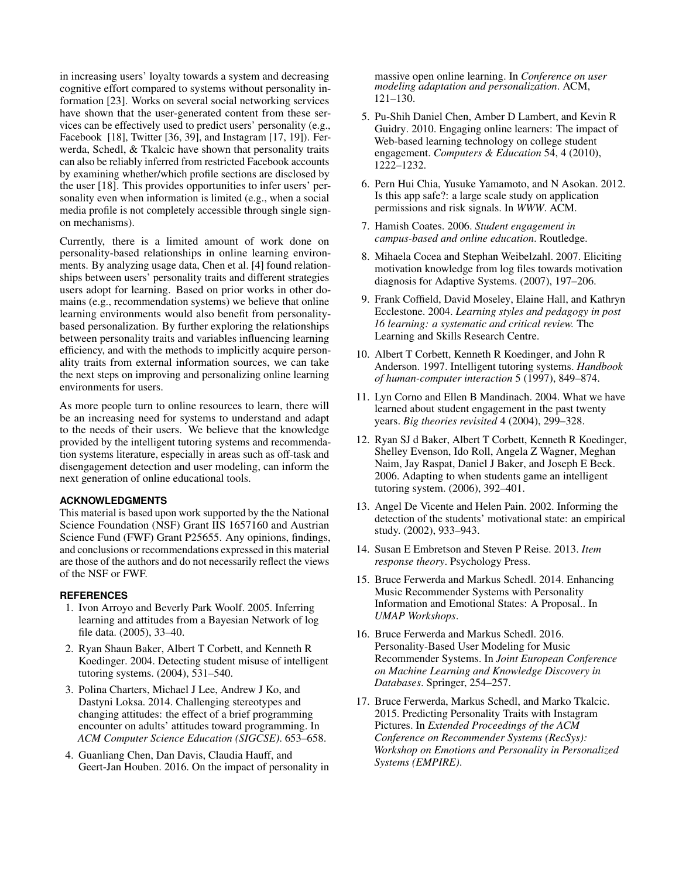in increasing users' loyalty towards a system and decreasing cognitive effort compared to systems without personality information [23]. Works on several social networking services have shown that the user-generated content from these services can be effectively used to predict users' personality (e.g., Facebook [18], Twitter [36, 39], and Instagram [17, 19]). Ferwerda, Schedl, & Tkalcic have shown that personality traits can also be reliably inferred from restricted Facebook accounts by examining whether/which profile sections are disclosed by the user [18]. This provides opportunities to infer users' personality even when information is limited (e.g., when a social media profile is not completely accessible through single sign-on mechanisms).

Currently, there is a limited amount of work done on personality-based relationships in online learning environments. By analyzing usage data, Chen et al. [4] found relationships between users' personality traits and different strategies users adopt for learning. Based on prior works in other domains (e.g., recommendation systems) we believe that online learning environments would also benefit from personality-based personalization. By further exploring the relationships between personality traits and variables influencing learning efficiency, and with the methods to implicitly acquire personality traits from external information sources, we can take the next steps on improving and personalizing online learning environments for users.

As more people turn to online resources to learn, there will be an increasing need for systems to understand and adapt to the needs of their users. We believe that the knowledge provided by the intelligent tutoring systems and recommendation systems literature, especially in areas such as off-task and disengagement detection and user modeling, can inform the next generation of online educational tools.

## ACKNOWLEDGMENTS

This material is based upon work supported by the the National Science Foundation (NSF) Grant IIS 1657160 and Austrian Science Fund (FWF) Grant P25655. Any opinions, findings, and conclusions or recommendations expressed in this material are those of the authors and do not necessarily reflect the views of the NSF or FWF.

## REFERENCES

1. Ivon Arroyo and Beverly Park Woolf. 2005. Inferring learning and attitudes from a Bayesian Network of log file data. (2005), 33–40.
2. Ryan Shaun Baker, Albert T Corbett, and Kenneth R Koedinger. 2004. Detecting student misuse of intelligent tutoring systems. (2004), 531–540.
3. Polina Charters, Michael J Lee, Andrew J Ko, and Dastyni Loksa. 2014. Challenging stereotypes and changing attitudes: the effect of a brief programming encounter on adults' attitudes toward programming. In *ACM Computer Science Education (SIGCSE)*. 653–658.
4. Guanliang Chen, Dan Davis, Claudia Hauff, and Geert-Jan Houben. 2016. On the impact of personality in massive open online learning. In *Conference on user modeling adaptation and personalization*. ACM, 121–130.
5. Pu-Shih Daniel Chen, Amber D Lambert, and Kevin R Guidry. 2010. Engaging online learners: The impact of Web-based learning technology on college student engagement. *Computers & Education* 54, 4 (2010), 1222–1232.
6. Pern Hui Chia, Yusuke Yamamoto, and N Asokan. 2012. Is this app safe?: a large scale study on application permissions and risk signals. In *WWW*. ACM.
7. Hamish Coates. 2006. *Student engagement in campus-based and online education*. Routledge.
8. Mihaela Cocea and Stephan Weibelzahl. 2007. Eliciting motivation knowledge from log files towards motivation diagnosis for Adaptive Systems. (2007), 197–206.
9. Frank Coffield, David Moseley, Elaine Hall, and Kathryn Ecclestone. 2004. *Learning styles and pedagogy in post 16 learning: a systematic and critical review.* The Learning and Skills Research Centre.
10. Albert T Corbett, Kenneth R Koedinger, and John R Anderson. 1997. Intelligent tutoring systems. *Handbook of human-computer interaction* 5 (1997), 849–874.
11. Lyn Corno and Ellen B Mandinach. 2004. What we have learned about student engagement in the past twenty years. *Big theories revisited* 4 (2004), 299–328.
12. Ryan SJ d Baker, Albert T Corbett, Kenneth R Koedinger, Shelley Evenson, Ido Roll, Angela Z Wagner, Meghan Naim, Jay Raspat, Daniel J Baker, and Joseph E Beck. 2006. Adapting to when students game an intelligent tutoring system. (2006), 392–401.
13. Angel De Vicente and Helen Pain. 2002. Informing the detection of the students' motivational state: an empirical study. (2002), 933–943.
14. Susan E Embretson and Steven P Reise. 2013. *Item response theory*. Psychology Press.
15. Bruce Ferwerda and Markus Schedl. 2014. Enhancing Music Recommender Systems with Personality Information and Emotional States: A Proposal.. In *UMAP Workshops*.
16. Bruce Ferwerda and Markus Schedl. 2016. Personality-Based User Modeling for Music Recommender Systems. In *Joint European Conference on Machine Learning and Knowledge Discovery in Databases*. Springer, 254–257.
17. Bruce Ferwerda, Markus Schedl, and Marko Tkalcic. 2015. Predicting Personality Traits with Instagram Pictures. In *Extended Proceedings of the ACM Conference on Recommender Systems (RecSys): Workshop on Emotions and Personality in Personalized Systems (EMPIRE)*.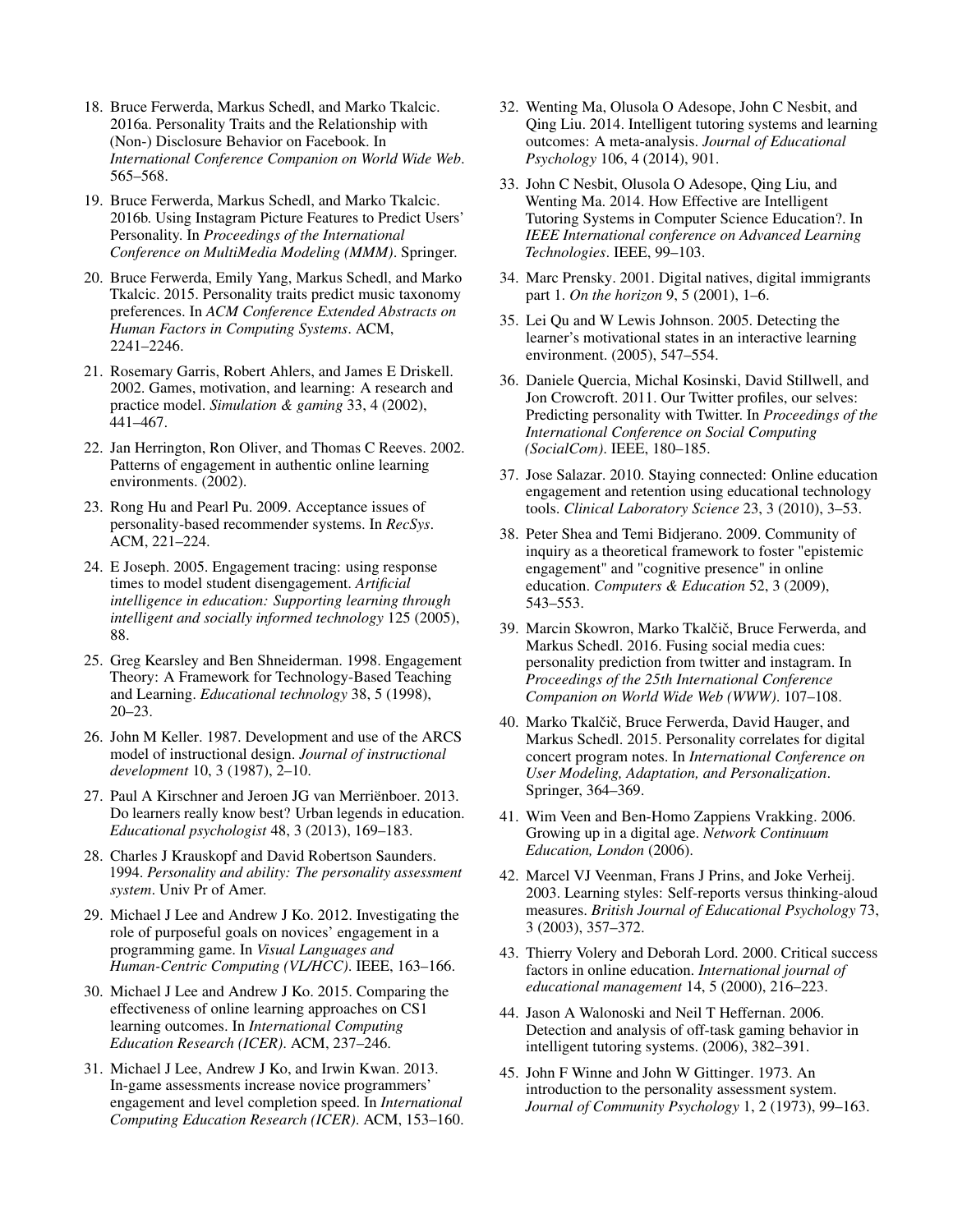18. Bruce Ferwerda, Markus Schedl, and Marko Tkalcic. 2016a. Personality Traits and the Relationship with (Non-) Disclosure Behavior on Facebook. In *International Conference Companion on World Wide Web*. 565–568.
19. Bruce Ferwerda, Markus Schedl, and Marko Tkalcic. 2016b. Using Instagram Picture Features to Predict Users' Personality. In *Proceedings of the International Conference on MultiMedia Modeling (MMM)*. Springer.
20. Bruce Ferwerda, Emily Yang, Markus Schedl, and Marko Tkalcic. 2015. Personality traits predict music taxonomy preferences. In *ACM Conference Extended Abstracts on Human Factors in Computing Systems*. ACM, 2241–2246.
21. Rosemary Garris, Robert Ahlers, and James E Driskell. 2002. Games, motivation, and learning: A research and practice model. *Simulation & gaming* 33, 4 (2002), 441–467.
22. Jan Herrington, Ron Oliver, and Thomas C Reeves. 2002. Patterns of engagement in authentic online learning environments. (2002).
23. Rong Hu and Pearl Pu. 2009. Acceptance issues of personality-based recommender systems. In *RecSys*. ACM, 221–224.
24. E Joseph. 2005. Engagement tracing: using response times to model student disengagement. *Artificial intelligence in education: Supporting learning through intelligent and socially informed technology* 125 (2005), 88.
25. Greg Kearsley and Ben Shneiderman. 1998. Engagement Theory: A Framework for Technology-Based Teaching and Learning. *Educational technology* 38, 5 (1998), 20–23.
26. John M Keller. 1987. Development and use of the ARCS model of instructional design. *Journal of instructional development* 10, 3 (1987), 2–10.
27. Paul A Kirschner and Jeroen JG van Merriënboer. 2013. Do learners really know best? Urban legends in education. *Educational psychologist* 48, 3 (2013), 169–183.
28. Charles J Krauskopf and David Robertson Saunders. 1994. *Personality and ability: The personality assessment system*. Univ Pr of Amer.
29. Michael J Lee and Andrew J Ko. 2012. Investigating the role of purposeful goals on novices' engagement in a programming game. In *Visual Languages and Human-Centric Computing (VL/HCC)*. IEEE, 163–166.
30. Michael J Lee and Andrew J Ko. 2015. Comparing the effectiveness of online learning approaches on CS1 learning outcomes. In *International Computing Education Research (ICER)*. ACM, 237–246.
31. Michael J Lee, Andrew J Ko, and Irwin Kwan. 2013. In-game assessments increase novice programmers' engagement and level completion speed. In *International Computing Education Research (ICER)*. ACM, 153–160.
32. Wenting Ma, Olusola O Adesope, John C Nesbit, and Qing Liu. 2014. Intelligent tutoring systems and learning outcomes: A meta-analysis. *Journal of Educational Psychology* 106, 4 (2014), 901.
33. John C Nesbit, Olusola O Adesope, Qing Liu, and Wenting Ma. 2014. How Effective are Intelligent Tutoring Systems in Computer Science Education?. In *IEEE International conference on Advanced Learning Technologies*. IEEE, 99–103.
34. Marc Prensky. 2001. Digital natives, digital immigrants part 1. *On the horizon* 9, 5 (2001), 1–6.
35. Lei Qu and W Lewis Johnson. 2005. Detecting the learner's motivational states in an interactive learning environment. (2005), 547–554.
36. Daniele Quercia, Michal Kosinski, David Stillwell, and Jon Crowcroft. 2011. Our Twitter profiles, our selves: Predicting personality with Twitter. In *Proceedings of the International Conference on Social Computing (SocialCom)*. IEEE, 180–185.
37. Jose Salazar. 2010. Staying connected: Online education engagement and retention using educational technology tools. *Clinical Laboratory Science* 23, 3 (2010), 3–53.
38. Peter Shea and Temi Bidjerano. 2009. Community of inquiry as a theoretical framework to foster "epistemic engagement" and "cognitive presence" in online education. *Computers & Education* 52, 3 (2009), 543–553.
39. Marcin Skowron, Marko Tkalčič, Bruce Ferwerda, and Markus Schedl. 2016. Fusing social media cues: personality prediction from twitter and instagram. In *Proceedings of the 25th International Conference Companion on World Wide Web (WWW)*. 107–108.
40. Marko Tkalčič, Bruce Ferwerda, David Hauger, and Markus Schedl. 2015. Personality correlates for digital concert program notes. In *International Conference on User Modeling, Adaptation, and Personalization*. Springer, 364–369.
41. Wim Veen and Ben-Homo Zappiens Vrakking. 2006. Growing up in a digital age. *Network Continuum Education, London* (2006).
42. Marcel VJ Veenman, Frans J Prins, and Joke Verheij. 2003. Learning styles: Self-reports versus thinking-aloud measures. *British Journal of Educational Psychology* 73, 3 (2003), 357–372.
43. Thierry Volery and Deborah Lord. 2000. Critical success factors in online education. *International journal of educational management* 14, 5 (2000), 216–223.
44. Jason A Walonoski and Neil T Heffernan. 2006. Detection and analysis of off-task gaming behavior in intelligent tutoring systems. (2006), 382–391.
45. John F Winne and John W Gittinger. 1973. An introduction to the personality assessment system. *Journal of Community Psychology* 1, 2 (1973), 99–163.